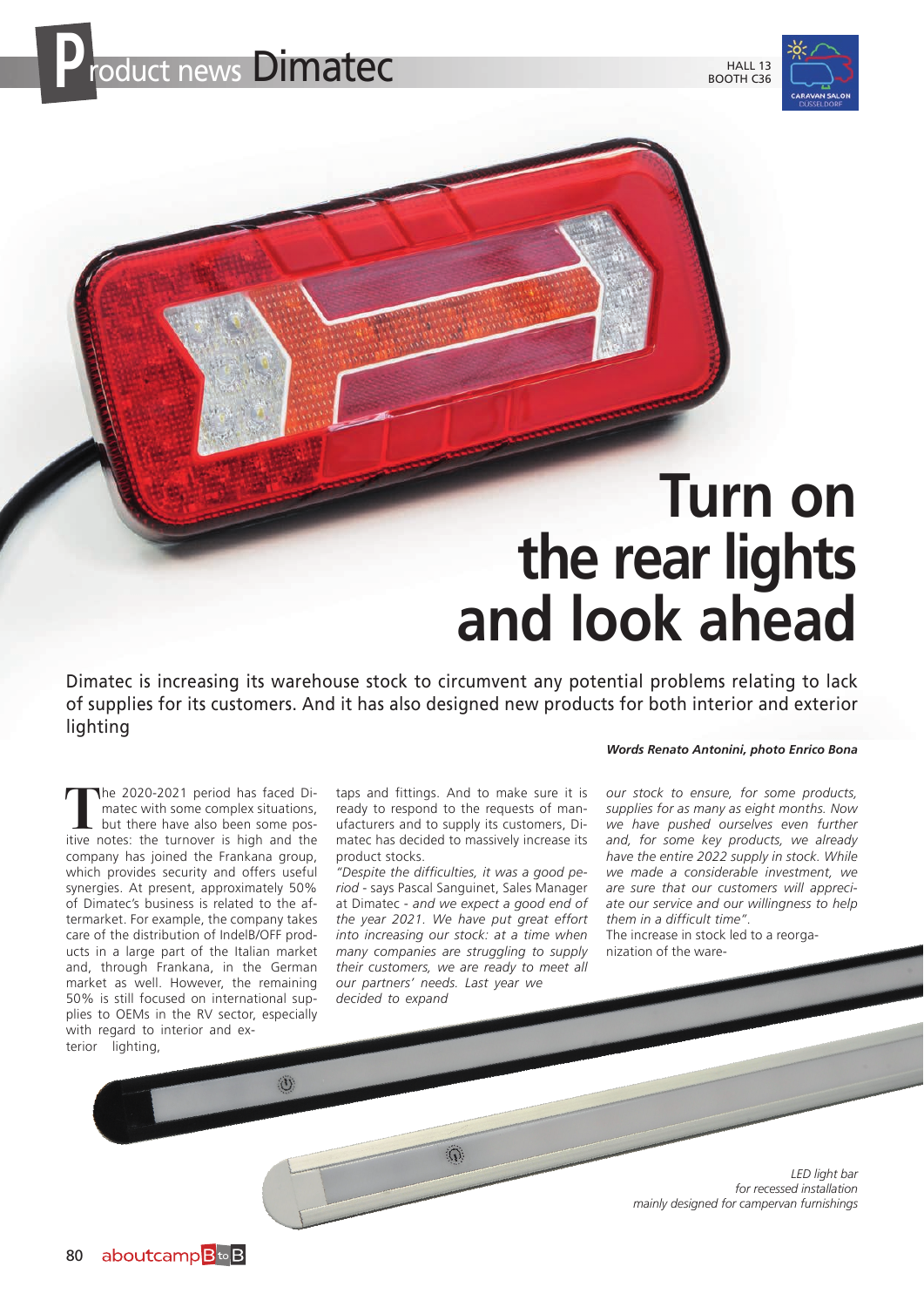# Product news Dimatec

HALL 13
BOOTH C36

# Turn on the rear lights and look ahead

Dimatec is increasing its warehouse stock to circumvent any potential problems relating to lack of supplies for its customers. And it has also designed new products for both interior and exterior lighting

***Words Renato Antonini, photo Enrico Bona***

The 2020-2021 period has faced Dimatec with some complex situations, but there have also been some positive notes: the turnover is high and the company has joined the Frankana group, which provides security and offers useful synergies. At present, approximately 50% of Dimatec's business is related to the aftermarket. For example, the company takes care of the distribution of IndelB/OFF products in a large part of the Italian market and, through Frankana, in the German market as well. However, the remaining 50% is still focused on international supplies to OEMs in the RV sector, especially with regard to interior and exterior lighting, taps and fittings. And to make sure it is ready to respond to the requests of manufacturers and to supply its customers, Dimatec has decided to massively increase its product stocks.

*"Despite the difficulties, it was a good period* - says Pascal Sanguinet, Sales Manager at Dimatec - *and we expect a good end of the year 2021. We have put great effort into increasing our stock: at a time when many companies are struggling to supply their customers, we are ready to meet all our partners' needs. Last year we decided to expand our stock to ensure, for some products, supplies for as many as eight months. Now we have pushed ourselves even further and, for some key products, we already have the entire 2022 supply in stock. While we made a considerable investment, we are sure that our customers will appreciate our service and our willingness to help them in a difficult time".*

The increase in stock led to a reorganization of the ware-

*LED light bar for recessed installation mainly designed for campervan furnishings*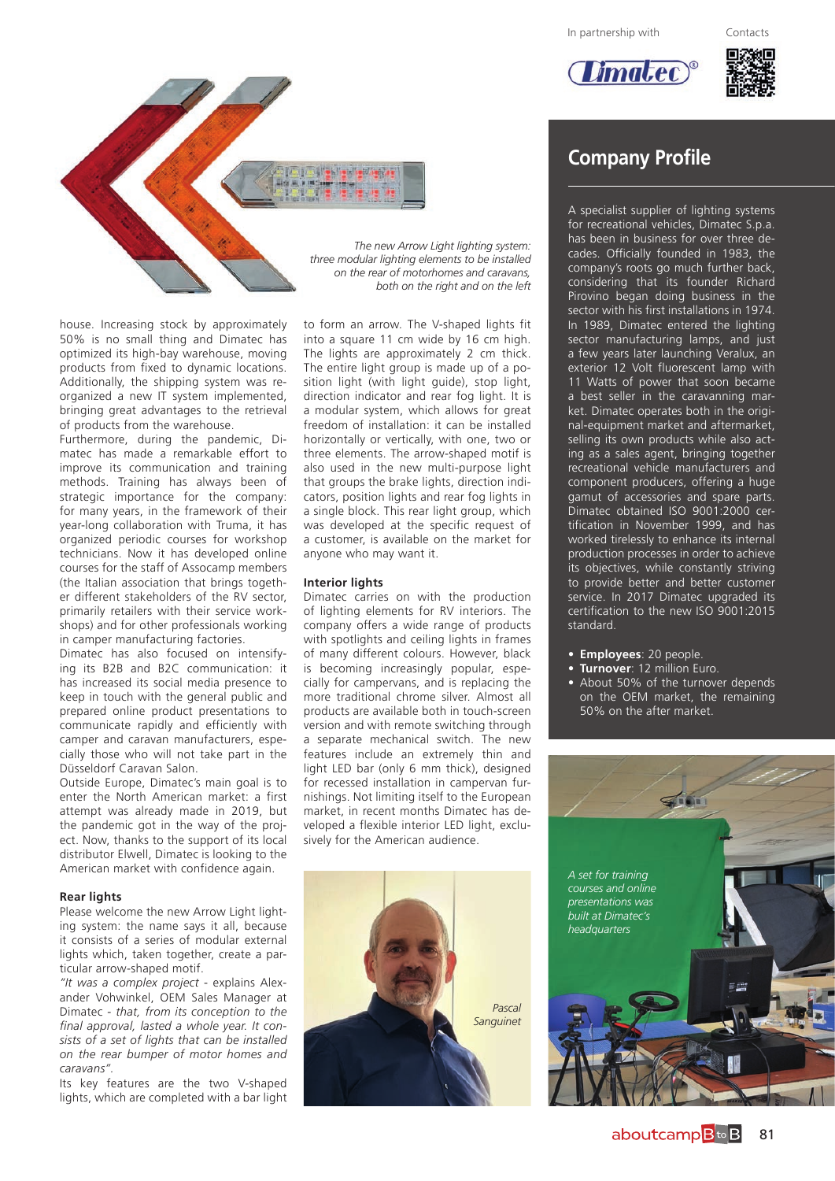In partnership with

Contacts

*The new Arrow Light lighting system: three modular lighting elements to be installed on the rear of motorhomes and caravans, both on the right and on the left*

house. Increasing stock by approximately 50% is no small thing and Dimatec has optimized its high-bay warehouse, moving products from fixed to dynamic locations. Additionally, the shipping system was reorganized a new IT system implemented, bringing great advantages to the retrieval of products from the warehouse.

Furthermore, during the pandemic, Dimatec has made a remarkable effort to improve its communication and training methods. Training has always been of strategic importance for the company: for many years, in the framework of their year-long collaboration with Truma, it has organized periodic courses for workshop technicians. Now it has developed online courses for the staff of Assocamp members (the Italian association that brings together different stakeholders of the RV sector, primarily retailers with their service workshops) and for other professionals working in camper manufacturing factories.

Dimatec has also focused on intensifying its B2B and B2C communication: it has increased its social media presence to keep in touch with the general public and prepared online product presentations to communicate rapidly and efficiently with camper and caravan manufacturers, especially those who will not take part in the Düsseldorf Caravan Salon.

Outside Europe, Dimatec's main goal is to enter the North American market: a first attempt was already made in 2019, but the pandemic got in the way of the project. Now, thanks to the support of its local distributor Elwell, Dimatec is looking to the American market with confidence again.

### Rear lights

Please welcome the new Arrow Light lighting system: the name says it all, because it consists of a series of modular external lights which, taken together, create a particular arrow-shaped motif.

*"It was a complex project* - explains Alexander Vohwinkel, OEM Sales Manager at Dimatec - *that, from its conception to the final approval, lasted a whole year. It consists of a set of lights that can be installed on the rear bumper of motor homes and caravans".*

Its key features are the two V-shaped lights, which are completed with a bar light to form an arrow. The V-shaped lights fit into a square 11 cm wide by 16 cm high. The lights are approximately 2 cm thick. The entire light group is made up of a position light (with light guide), stop light, direction indicator and rear fog light. It is a modular system, which allows for great freedom of installation: it can be installed horizontally or vertically, with one, two or three elements. The arrow-shaped motif is also used in the new multi-purpose light that groups the brake lights, direction indicators, position lights and rear fog lights in a single block. This rear light group, which was developed at the specific request of a customer, is available on the market for anyone who may want it.

### Interior lights

Dimatec carries on with the production of lighting elements for RV interiors. The company offers a wide range of products with spotlights and ceiling lights in frames of many different colours. However, black is becoming increasingly popular, especially for campervans, and is replacing the more traditional chrome silver. Almost all products are available both in touch-screen version and with remote switching through a separate mechanical switch. The new features include an extremely thin and light LED bar (only 6 mm thick), designed for recessed installation in campervan furnishings. Not limiting itself to the European market, in recent months Dimatec has developed a flexible interior LED light, exclusively for the American audience.

*Pascal Sanguinet*

## Company Profile

A specialist supplier of lighting systems for recreational vehicles, Dimatec S.p.a. has been in business for over three decades. Officially founded in 1983, the company's roots go much further back, considering that its founder Richard Pirovino began doing business in the sector with his first installations in 1974. In 1989, Dimatec entered the lighting sector manufacturing lamps, and just a few years later launching Veralux, an exterior 12 Volt fluorescent lamp with 11 Watts of power that soon became a best seller in the caravanning market. Dimatec operates both in the original-equipment market and aftermarket, selling its own products while also acting as a sales agent, bringing together recreational vehicle manufacturers and component producers, offering a huge gamut of accessories and spare parts. Dimatec obtained ISO 9001:2000 certification in November 1999, and has worked tirelessly to enhance its internal production processes in order to achieve its objectives, while constantly striving to provide better and better customer service. In 2017 Dimatec upgraded its certification to the new ISO 9001:2015 standard.

- **Employees**: 20 people.
- **Turnover**: 12 million Euro.
- About 50% of the turnover depends on the OEM market, the remaining 50% on the after market.

*A set for training courses and online presentations was built at Dimatec's headquarters*